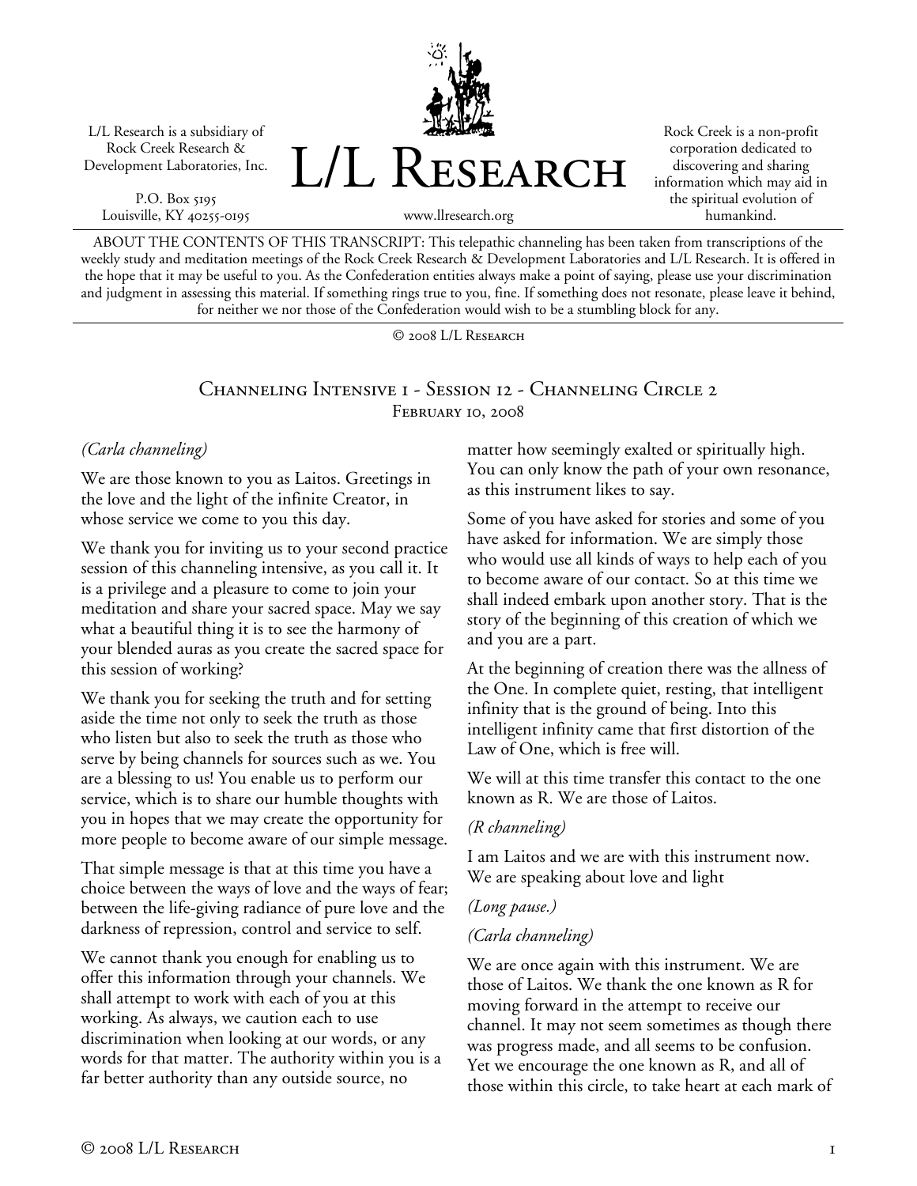L/L Research is a subsidiary of Rock Creek Research & Development Laboratories, Inc.

P.O. Box 5195
Louisville, KY 40255-0195

# L/L Research

www.llresearch.org

Rock Creek is a non-profit corporation dedicated to discovering and sharing information which may aid in the spiritual evolution of humankind.

ABOUT THE CONTENTS OF THIS TRANSCRIPT: This telepathic channeling has been taken from transcriptions of the weekly study and meditation meetings of the Rock Creek Research & Development Laboratories and L/L Research. It is offered in the hope that it may be useful to you. As the Confederation entities always make a point of saying, please use your discrimination and judgment in assessing this material. If something rings true to you, fine. If something does not resonate, please leave it behind, for neither we nor those of the Confederation would wish to be a stumbling block for any.

© 2008 L/L Research

## Channeling Intensive 1 - Session 12 - Channeling Circle 2

February 10, 2008

*(Carla channeling)*

We are those known to you as Laitos. Greetings in the love and the light of the infinite Creator, in whose service we come to you this day.

We thank you for inviting us to your second practice session of this channeling intensive, as you call it. It is a privilege and a pleasure to come to join your meditation and share your sacred space. May we say what a beautiful thing it is to see the harmony of your blended auras as you create the sacred space for this session of working?

We thank you for seeking the truth and for setting aside the time not only to seek the truth as those who listen but also to seek the truth as those who serve by being channels for sources such as we. You are a blessing to us! You enable us to perform our service, which is to share our humble thoughts with you in hopes that we may create the opportunity for more people to become aware of our simple message.

That simple message is that at this time you have a choice between the ways of love and the ways of fear; between the life-giving radiance of pure love and the darkness of repression, control and service to self.

We cannot thank you enough for enabling us to offer this information through your channels. We shall attempt to work with each of you at this working. As always, we caution each to use discrimination when looking at our words, or any words for that matter. The authority within you is a far better authority than any outside source, no matter how seemingly exalted or spiritually high. You can only know the path of your own resonance, as this instrument likes to say.

Some of you have asked for stories and some of you have asked for information. We are simply those who would use all kinds of ways to help each of you to become aware of our contact. So at this time we shall indeed embark upon another story. That is the story of the beginning of this creation of which we and you are a part.

At the beginning of creation there was the allness of the One. In complete quiet, resting, that intelligent infinity that is the ground of being. Into this intelligent infinity came that first distortion of the Law of One, which is free will.

We will at this time transfer this contact to the one known as R. We are those of Laitos.

*(R channeling)*

I am Laitos and we are with this instrument now. We are speaking about love and light

*(Long pause.)*

*(Carla channeling)*

We are once again with this instrument. We are those of Laitos. We thank the one known as R for moving forward in the attempt to receive our channel. It may not seem sometimes as though there was progress made, and all seems to be confusion. Yet we encourage the one known as R, and all of those within this circle, to take heart at each mark of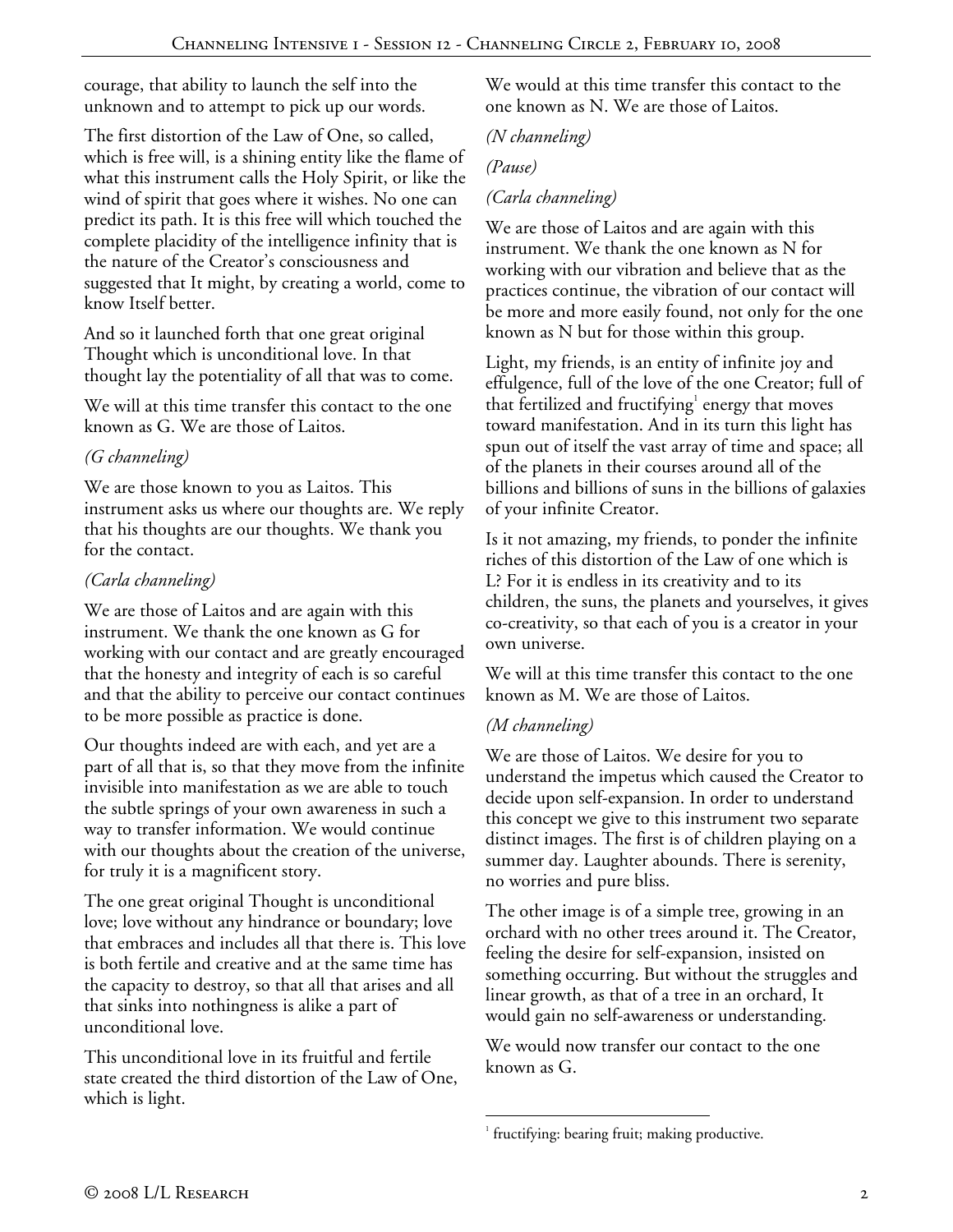courage, that ability to launch the self into the unknown and to attempt to pick up our words.

The first distortion of the Law of One, so called, which is free will, is a shining entity like the flame of what this instrument calls the Holy Spirit, or like the wind of spirit that goes where it wishes. No one can predict its path. It is this free will which touched the complete placidity of the intelligence infinity that is the nature of the Creator's consciousness and suggested that It might, by creating a world, come to know Itself better.

And so it launched forth that one great original Thought which is unconditional love. In that thought lay the potentiality of all that was to come.

We will at this time transfer this contact to the one known as G. We are those of Laitos.

*(G channeling)*

We are those known to you as Laitos. This instrument asks us where our thoughts are. We reply that his thoughts are our thoughts. We thank you for the contact.

*(Carla channeling)*

We are those of Laitos and are again with this instrument. We thank the one known as G for working with our contact and are greatly encouraged that the honesty and integrity of each is so careful and that the ability to perceive our contact continues to be more possible as practice is done.

Our thoughts indeed are with each, and yet are a part of all that is, so that they move from the infinite invisible into manifestation as we are able to touch the subtle springs of your own awareness in such a way to transfer information. We would continue with our thoughts about the creation of the universe, for truly it is a magnificent story.

The one great original Thought is unconditional love; love without any hindrance or boundary; love that embraces and includes all that there is. This love is both fertile and creative and at the same time has the capacity to destroy, so that all that arises and all that sinks into nothingness is alike a part of unconditional love.

This unconditional love in its fruitful and fertile state created the third distortion of the Law of One, which is light.

We would at this time transfer this contact to the one known as N. We are those of Laitos.

*(N channeling)*

*(Pause)*

*(Carla channeling)*

We are those of Laitos and are again with this instrument. We thank the one known as N for working with our vibration and believe that as the practices continue, the vibration of our contact will be more and more easily found, not only for the one known as N but for those within this group.

Light, my friends, is an entity of infinite joy and effulgence, full of the love of the one Creator; full of that fertilized and fructifying[1] energy that moves toward manifestation. And in its turn this light has spun out of itself the vast array of time and space; all of the planets in their courses around all of the billions and billions of suns in the billions of galaxies of your infinite Creator.

Is it not amazing, my friends, to ponder the infinite riches of this distortion of the Law of one which is L? For it is endless in its creativity and to its children, the suns, the planets and yourselves, it gives co-creativity, so that each of you is a creator in your own universe.

We will at this time transfer this contact to the one known as M. We are those of Laitos.

*(M channeling)*

We are those of Laitos. We desire for you to understand the impetus which caused the Creator to decide upon self-expansion. In order to understand this concept we give to this instrument two separate distinct images. The first is of children playing on a summer day. Laughter abounds. There is serenity, no worries and pure bliss.

The other image is of a simple tree, growing in an orchard with no other trees around it. The Creator, feeling the desire for self-expansion, insisted on something occurring. But without the struggles and linear growth, as that of a tree in an orchard, It would gain no self-awareness or understanding.

We would now transfer our contact to the one known as G.

---

[1] fructifying: bearing fruit; making productive.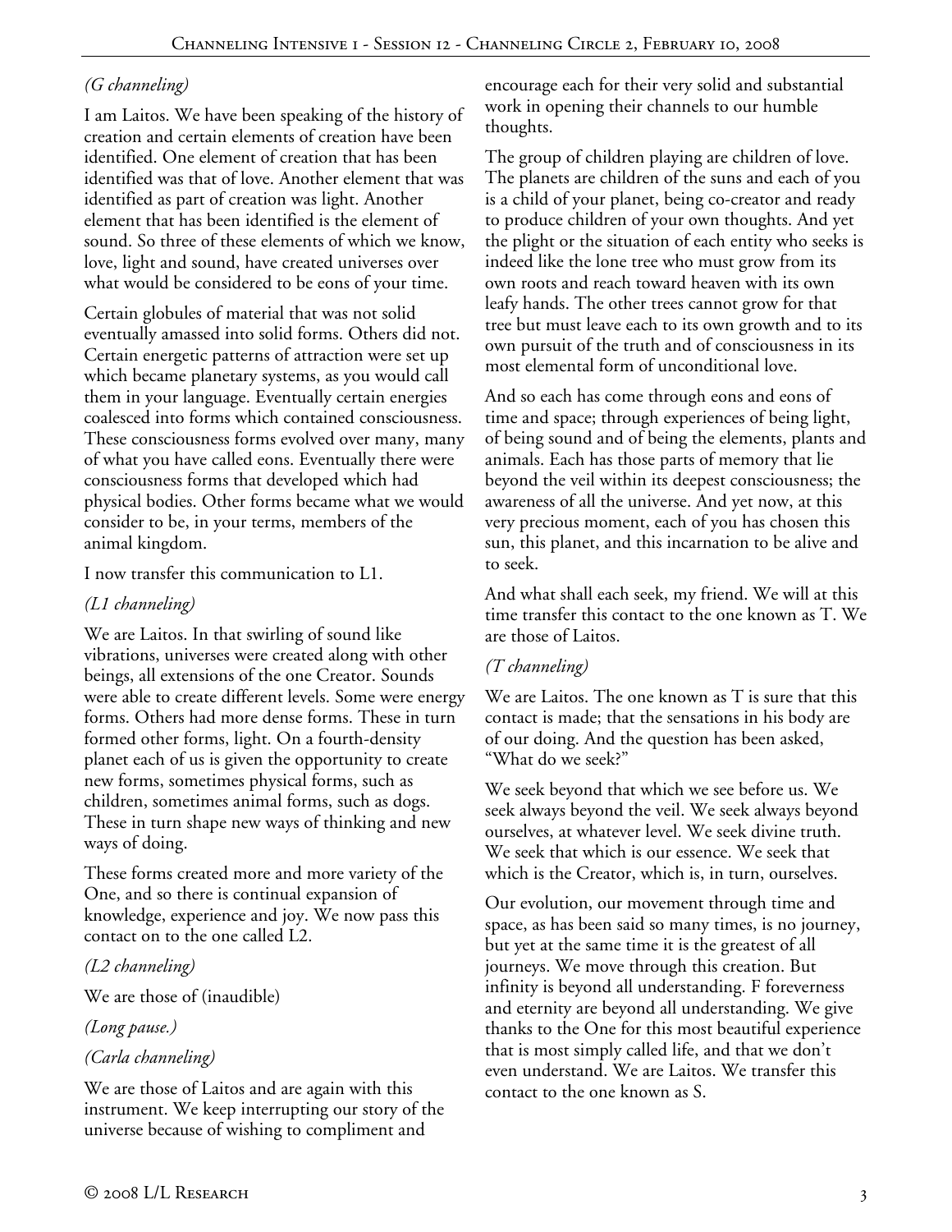*(G channeling)*

I am Laitos. We have been speaking of the history of creation and certain elements of creation have been identified. One element of creation that has been identified was that of love. Another element that was identified as part of creation was light. Another element that has been identified is the element of sound. So three of these elements of which we know, love, light and sound, have created universes over what would be considered to be eons of your time.

Certain globules of material that was not solid eventually amassed into solid forms. Others did not. Certain energetic patterns of attraction were set up which became planetary systems, as you would call them in your language. Eventually certain energies coalesced into forms which contained consciousness. These consciousness forms evolved over many, many of what you have called eons. Eventually there were consciousness forms that developed which had physical bodies. Other forms became what we would consider to be, in your terms, members of the animal kingdom.

I now transfer this communication to L1.

*(L1 channeling)*

We are Laitos. In that swirling of sound like vibrations, universes were created along with other beings, all extensions of the one Creator. Sounds were able to create different levels. Some were energy forms. Others had more dense forms. These in turn formed other forms, light. On a fourth-density planet each of us is given the opportunity to create new forms, sometimes physical forms, such as children, sometimes animal forms, such as dogs. These in turn shape new ways of thinking and new ways of doing.

These forms created more and more variety of the One, and so there is continual expansion of knowledge, experience and joy. We now pass this contact on to the one called L2.

*(L2 channeling)*

We are those of (inaudible)

*(Long pause.)*

*(Carla channeling)*

We are those of Laitos and are again with this instrument. We keep interrupting our story of the universe because of wishing to compliment and encourage each for their very solid and substantial work in opening their channels to our humble thoughts.

The group of children playing are children of love. The planets are children of the suns and each of you is a child of your planet, being co-creator and ready to produce children of your own thoughts. And yet the plight or the situation of each entity who seeks is indeed like the lone tree who must grow from its own roots and reach toward heaven with its own leafy hands. The other trees cannot grow for that tree but must leave each to its own growth and to its own pursuit of the truth and of consciousness in its most elemental form of unconditional love.

And so each has come through eons and eons of time and space; through experiences of being light, of being sound and of being the elements, plants and animals. Each has those parts of memory that lie beyond the veil within its deepest consciousness; the awareness of all the universe. And yet now, at this very precious moment, each of you has chosen this sun, this planet, and this incarnation to be alive and to seek.

And what shall each seek, my friend. We will at this time transfer this contact to the one known as T. We are those of Laitos.

*(T channeling)*

We are Laitos. The one known as T is sure that this contact is made; that the sensations in his body are of our doing. And the question has been asked, "What do we seek?"

We seek beyond that which we see before us. We seek always beyond the veil. We seek always beyond ourselves, at whatever level. We seek divine truth. We seek that which is our essence. We seek that which is the Creator, which is, in turn, ourselves.

Our evolution, our movement through time and space, as has been said so many times, is no journey, but yet at the same time it is the greatest of all journeys. We move through this creation. But infinity is beyond all understanding. F foreverness and eternity are beyond all understanding. We give thanks to the One for this most beautiful experience that is most simply called life, and that we don't even understand. We are Laitos. We transfer this contact to the one known as S.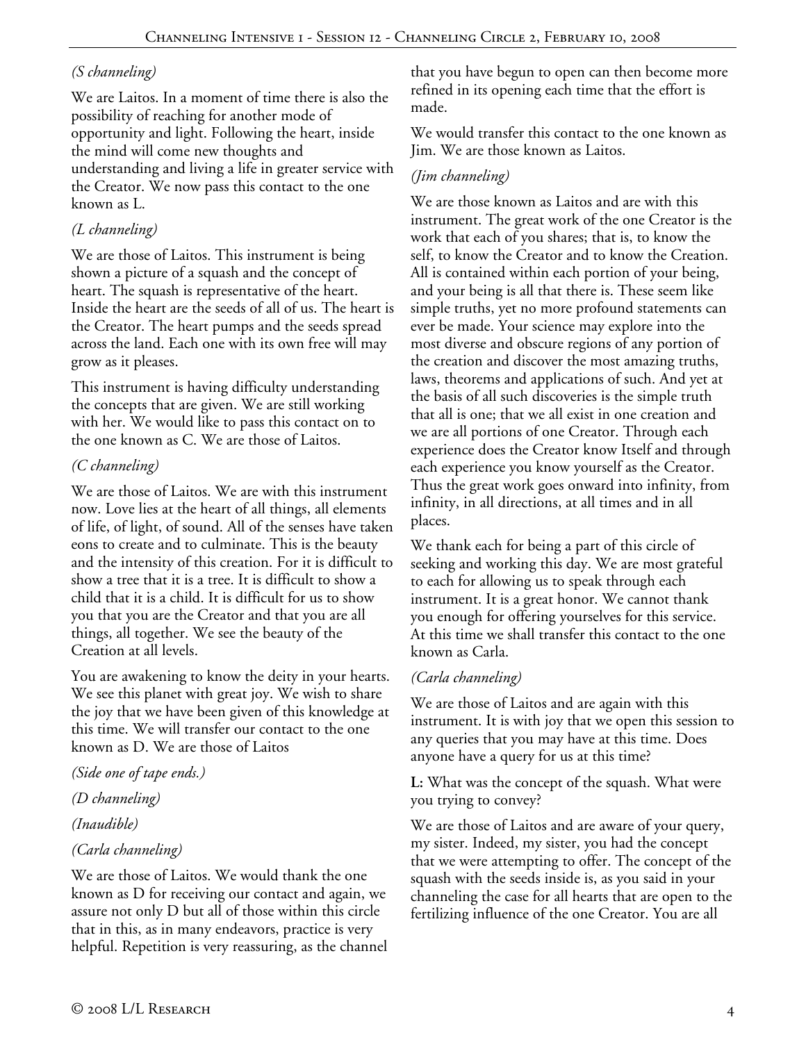*(S channeling)*

We are Laitos. In a moment of time there is also the possibility of reaching for another mode of opportunity and light. Following the heart, inside the mind will come new thoughts and understanding and living a life in greater service with the Creator. We now pass this contact to the one known as L.

*(L channeling)*

We are those of Laitos. This instrument is being shown a picture of a squash and the concept of heart. The squash is representative of the heart. Inside the heart are the seeds of all of us. The heart is the Creator. The heart pumps and the seeds spread across the land. Each one with its own free will may grow as it pleases.

This instrument is having difficulty understanding the concepts that are given. We are still working with her. We would like to pass this contact on to the one known as C. We are those of Laitos.

*(C channeling)*

We are those of Laitos. We are with this instrument now. Love lies at the heart of all things, all elements of life, of light, of sound. All of the senses have taken eons to create and to culminate. This is the beauty and the intensity of this creation. For it is difficult to show a tree that it is a tree. It is difficult to show a child that it is a child. It is difficult for us to show you that you are the Creator and that you are all things, all together. We see the beauty of the Creation at all levels.

You are awakening to know the deity in your hearts. We see this planet with great joy. We wish to share the joy that we have been given of this knowledge at this time. We will transfer our contact to the one known as D. We are those of Laitos

*(Side one of tape ends.)*

*(D channeling)*

*(Inaudible)*

*(Carla channeling)*

We are those of Laitos. We would thank the one known as D for receiving our contact and again, we assure not only D but all of those within this circle that in this, as in many endeavors, practice is very helpful. Repetition is very reassuring, as the channel that you have begun to open can then become more refined in its opening each time that the effort is made.

We would transfer this contact to the one known as Jim. We are those known as Laitos.

*(Jim channeling)*

We are those known as Laitos and are with this instrument. The great work of the one Creator is the work that each of you shares; that is, to know the self, to know the Creator and to know the Creation. All is contained within each portion of your being, and your being is all that there is. These seem like simple truths, yet no more profound statements can ever be made. Your science may explore into the most diverse and obscure regions of any portion of the creation and discover the most amazing truths, laws, theorems and applications of such. And yet at the basis of all such discoveries is the simple truth that all is one; that we all exist in one creation and we are all portions of one Creator. Through each experience does the Creator know Itself and through each experience you know yourself as the Creator. Thus the great work goes onward into infinity, from infinity, in all directions, at all times and in all places.

We thank each for being a part of this circle of seeking and working this day. We are most grateful to each for allowing us to speak through each instrument. It is a great honor. We cannot thank you enough for offering yourselves for this service. At this time we shall transfer this contact to the one known as Carla.

*(Carla channeling)*

We are those of Laitos and are again with this instrument. It is with joy that we open this session to any queries that you may have at this time. Does anyone have a query for us at this time?

**L:** What was the concept of the squash. What were you trying to convey?

We are those of Laitos and are aware of your query, my sister. Indeed, my sister, you had the concept that we were attempting to offer. The concept of the squash with the seeds inside is, as you said in your channeling the case for all hearts that are open to the fertilizing influence of the one Creator. You are all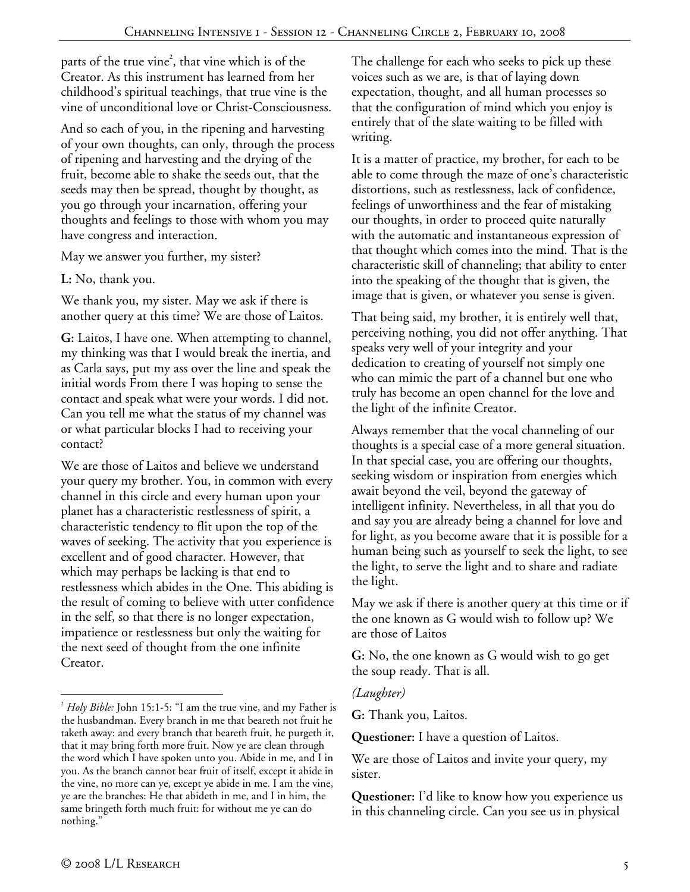parts of the true vine[2], that vine which is of the Creator. As this instrument has learned from her childhood's spiritual teachings, that true vine is the vine of unconditional love or Christ-Consciousness.

And so each of you, in the ripening and harvesting of your own thoughts, can only, through the process of ripening and harvesting and the drying of the fruit, become able to shake the seeds out, that the seeds may then be spread, thought by thought, as you go through your incarnation, offering your thoughts and feelings to those with whom you may have congress and interaction.

May we answer you further, my sister?

**L:** No, thank you.

We thank you, my sister. May we ask if there is another query at this time? We are those of Laitos.

**G:** Laitos, I have one. When attempting to channel, my thinking was that I would break the inertia, and as Carla says, put my ass over the line and speak the initial words From there I was hoping to sense the contact and speak what were your words. I did not. Can you tell me what the status of my channel was or what particular blocks I had to receiving your contact?

We are those of Laitos and believe we understand your query my brother. You, in common with every channel in this circle and every human upon your planet has a characteristic restlessness of spirit, a characteristic tendency to flit upon the top of the waves of seeking. The activity that you experience is excellent and of good character. However, that which may perhaps be lacking is that end to restlessness which abides in the One. This abiding is the result of coming to believe with utter confidence in the self, so that there is no longer expectation, impatience or restlessness but only the waiting for the next seed of thought from the one infinite Creator.

The challenge for each who seeks to pick up these voices such as we are, is that of laying down expectation, thought, and all human processes so that the configuration of mind which you enjoy is entirely that of the slate waiting to be filled with writing.

It is a matter of practice, my brother, for each to be able to come through the maze of one's characteristic distortions, such as restlessness, lack of confidence, feelings of unworthiness and the fear of mistaking our thoughts, in order to proceed quite naturally with the automatic and instantaneous expression of that thought which comes into the mind. That is the characteristic skill of channeling; that ability to enter into the speaking of the thought that is given, the image that is given, or whatever you sense is given.

That being said, my brother, it is entirely well that, perceiving nothing, you did not offer anything. That speaks very well of your integrity and your dedication to creating of yourself not simply one who can mimic the part of a channel but one who truly has become an open channel for the love and the light of the infinite Creator.

Always remember that the vocal channeling of our thoughts is a special case of a more general situation. In that special case, you are offering our thoughts, seeking wisdom or inspiration from energies which await beyond the veil, beyond the gateway of intelligent infinity. Nevertheless, in all that you do and say you are already being a channel for love and for light, as you become aware that it is possible for a human being such as yourself to seek the light, to see the light, to serve the light and to share and radiate the light.

May we ask if there is another query at this time or if the one known as G would wish to follow up? We are those of Laitos

**G:** No, the one known as G would wish to go get the soup ready. That is all.

*(Laughter)*

**G:** Thank you, Laitos.

**Questioner:** I have a question of Laitos.

We are those of Laitos and invite your query, my sister.

**Questioner:** I'd like to know how you experience us in this channeling circle. Can you see us in physical

---

[2] *Holy Bible:* John 15:1-5: "I am the true vine, and my Father is the husbandman. Every branch in me that beareth not fruit he taketh away: and every branch that beareth fruit, he purgeth it, that it may bring forth more fruit. Now ye are clean through the word which I have spoken unto you. Abide in me, and I in you. As the branch cannot bear fruit of itself, except it abide in the vine, no more can ye, except ye abide in me. I am the vine, ye are the branches: He that abideth in me, and I in him, the same bringeth forth much fruit: for without me ye can do nothing."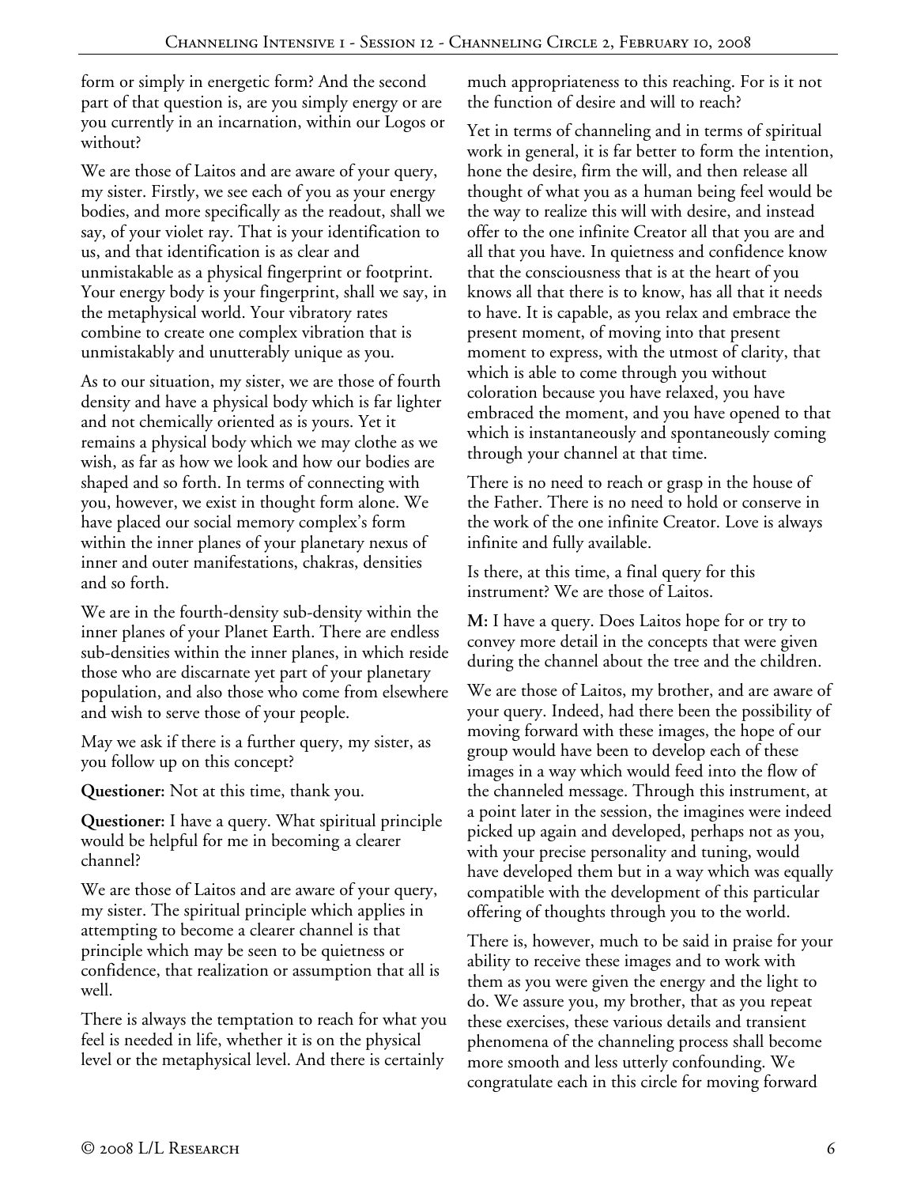form or simply in energetic form? And the second part of that question is, are you simply energy or are you currently in an incarnation, within our Logos or without?

We are those of Laitos and are aware of your query, my sister. Firstly, we see each of you as your energy bodies, and more specifically as the readout, shall we say, of your violet ray. That is your identification to us, and that identification is as clear and unmistakable as a physical fingerprint or footprint. Your energy body is your fingerprint, shall we say, in the metaphysical world. Your vibratory rates combine to create one complex vibration that is unmistakably and unutterably unique as you.

As to our situation, my sister, we are those of fourth density and have a physical body which is far lighter and not chemically oriented as is yours. Yet it remains a physical body which we may clothe as we wish, as far as how we look and how our bodies are shaped and so forth. In terms of connecting with you, however, we exist in thought form alone. We have placed our social memory complex's form within the inner planes of your planetary nexus of inner and outer manifestations, chakras, densities and so forth.

We are in the fourth-density sub-density within the inner planes of your Planet Earth. There are endless sub-densities within the inner planes, in which reside those who are discarnate yet part of your planetary population, and also those who come from elsewhere and wish to serve those of your people.

May we ask if there is a further query, my sister, as you follow up on this concept?

**Questioner:** Not at this time, thank you.

**Questioner:** I have a query. What spiritual principle would be helpful for me in becoming a clearer channel?

We are those of Laitos and are aware of your query, my sister. The spiritual principle which applies in attempting to become a clearer channel is that principle which may be seen to be quietness or confidence, that realization or assumption that all is well.

There is always the temptation to reach for what you feel is needed in life, whether it is on the physical level or the metaphysical level. And there is certainly much appropriateness to this reaching. For is it not the function of desire and will to reach?

Yet in terms of channeling and in terms of spiritual work in general, it is far better to form the intention, hone the desire, firm the will, and then release all thought of what you as a human being feel would be the way to realize this will with desire, and instead offer to the one infinite Creator all that you are and all that you have. In quietness and confidence know that the consciousness that is at the heart of you knows all that there is to know, has all that it needs to have. It is capable, as you relax and embrace the present moment, of moving into that present moment to express, with the utmost of clarity, that which is able to come through you without coloration because you have relaxed, you have embraced the moment, and you have opened to that which is instantaneously and spontaneously coming through your channel at that time.

There is no need to reach or grasp in the house of the Father. There is no need to hold or conserve in the work of the one infinite Creator. Love is always infinite and fully available.

Is there, at this time, a final query for this instrument? We are those of Laitos.

**M:** I have a query. Does Laitos hope for or try to convey more detail in the concepts that were given during the channel about the tree and the children.

We are those of Laitos, my brother, and are aware of your query. Indeed, had there been the possibility of moving forward with these images, the hope of our group would have been to develop each of these images in a way which would feed into the flow of the channeled message. Through this instrument, at a point later in the session, the imagines were indeed picked up again and developed, perhaps not as you, with your precise personality and tuning, would have developed them but in a way which was equally compatible with the development of this particular offering of thoughts through you to the world.

There is, however, much to be said in praise for your ability to receive these images and to work with them as you were given the energy and the light to do. We assure you, my brother, that as you repeat these exercises, these various details and transient phenomena of the channeling process shall become more smooth and less utterly confounding. We congratulate each in this circle for moving forward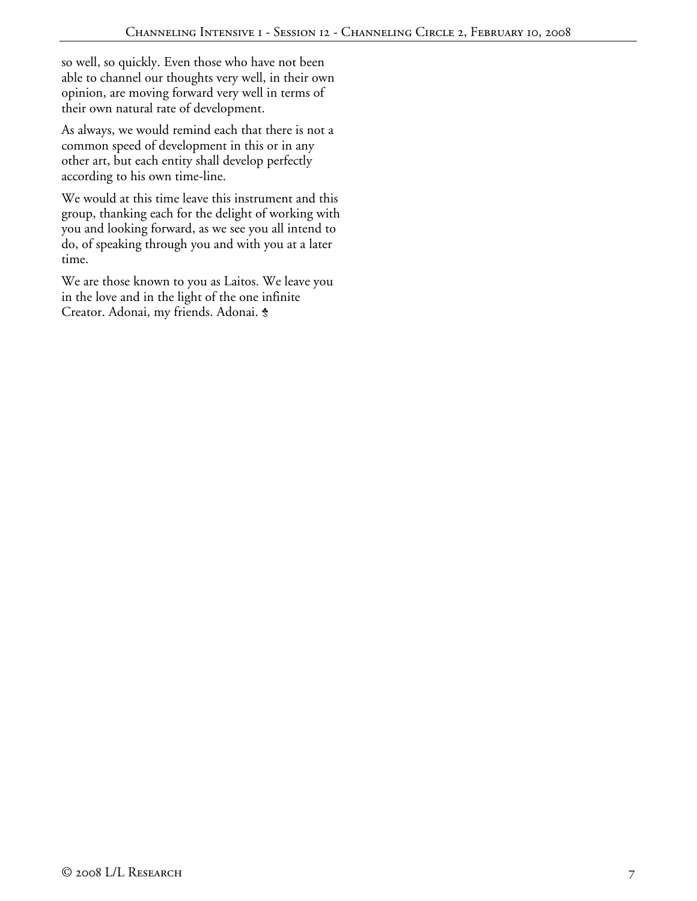so well, so quickly. Even those who have not been able to channel our thoughts very well, in their own opinion, are moving forward very well in terms of their own natural rate of development.

As always, we would remind each that there is not a common speed of development in this or in any other art, but each entity shall develop perfectly according to his own time-line.

We would at this time leave this instrument and this group, thanking each for the delight of working with you and looking forward, as we see you all intend to do, of speaking through you and with you at a later time.

We are those known to you as Laitos. We leave you in the love and in the light of the one infinite Creator. Adonai, my friends. Adonai. ♣